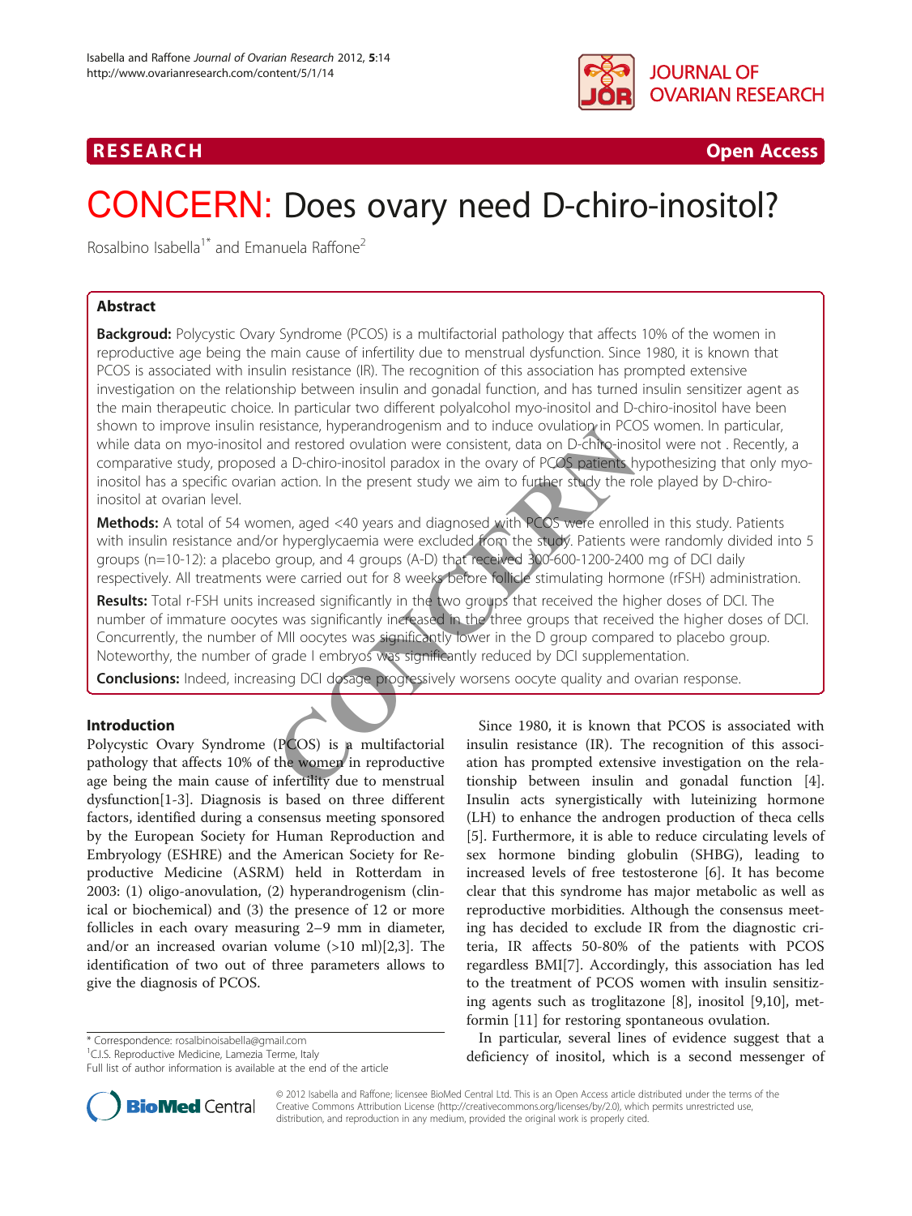RESEARCH Open Access

# CONCERN: Does ovary need D-chiro-inositol?

Rosalbino Isabella[1*] and Emanuela Raffone[2]

## Abstract

**Backgroud:** Polycystic Ovary Syndrome (PCOS) is a multifactorial pathology that affects 10% of the women in reproductive age being the main cause of infertility due to menstrual dysfunction. Since 1980, it is known that PCOS is associated with insulin resistance (IR). The recognition of this association has prompted extensive investigation on the relationship between insulin and gonadal function, and has turned insulin sensitizer agent as the main therapeutic choice. In particular two different polyalcohol myo-inositol and D-chiro-inositol have been shown to improve insulin resistance, hyperandrogenism and to induce ovulation in PCOS women. In particular, while data on myo-inositol and restored ovulation were consistent, data on D-chiro-inositol were not . Recently, a comparative study, proposed a D-chiro-inositol paradox in the ovary of PCOS patients hypothesizing that only myo-inositol has a specific ovarian action. In the present study we aim to further study the role played by D-chiro-inositol at ovarian level.

**Methods:** A total of 54 women, aged <40 years and diagnosed with PCOS were enrolled in this study. Patients with insulin resistance and/or hyperglycaemia were excluded from the study. Patients were randomly divided into 5 groups (n=10-12): a placebo group, and 4 groups (A-D) that received 300-600-1200-2400 mg of DCI daily respectively. All treatments were carried out for 8 weeks before follicle stimulating hormone (rFSH) administration.

**Results:** Total r-FSH units increased significantly in the two groups that received the higher doses of DCI. The number of immature oocytes was significantly increased in the three groups that received the higher doses of DCI. Concurrently, the number of MII oocytes was significantly lower in the D group compared to placebo group. Noteworthy, the number of grade I embryos was significantly reduced by DCI supplementation.

**Conclusions:** Indeed, increasing DCI dosage progressively worsens oocyte quality and ovarian response.

## Introduction

Polycystic Ovary Syndrome (PCOS) is a multifactorial pathology that affects 10% of the women in reproductive age being the main cause of infertility due to menstrual dysfunction[1-3]. Diagnosis is based on three different factors, identified during a consensus meeting sponsored by the European Society for Human Reproduction and Embryology (ESHRE) and the American Society for Reproductive Medicine (ASRM) held in Rotterdam in 2003: (1) oligo-anovulation, (2) hyperandrogenism (clinical or biochemical) and (3) the presence of 12 or more follicles in each ovary measuring 2–9 mm in diameter, and/or an increased ovarian volume (>10 ml)[2,3]. The identification of two out of three parameters allows to give the diagnosis of PCOS.

Since 1980, it is known that PCOS is associated with insulin resistance (IR). The recognition of this association has prompted extensive investigation on the relationship between insulin and gonadal function [4]. Insulin acts synergistically with luteinizing hormone (LH) to enhance the androgen production of theca cells [5]. Furthermore, it is able to reduce circulating levels of sex hormone binding globulin (SHBG), leading to increased levels of free testosterone [6]. It has become clear that this syndrome has major metabolic as well as reproductive morbidities. Although the consensus meeting has decided to exclude IR from the diagnostic criteria, IR affects 50-80% of the patients with PCOS regardless BMI[7]. Accordingly, this association has led to the treatment of PCOS women with insulin sensitizing agents such as troglitazone [8], inositol [9,10], metformin [11] for restoring spontaneous ovulation.

In particular, several lines of evidence suggest that a deficiency of inositol, which is a second messenger of

\* Correspondence: rosalbinoisabella@gmail.com
[1]C.I.S. Reproductive Medicine, Lamezia Terme, Italy
Full list of author information is available at the end of the article

© 2012 Isabella and Raffone; licensee BioMed Central Ltd. This is an Open Access article distributed under the terms of the Creative Commons Attribution License (http://creativecommons.org/licenses/by/2.0), which permits unrestricted use, distribution, and reproduction in any medium, provided the original work is properly cited.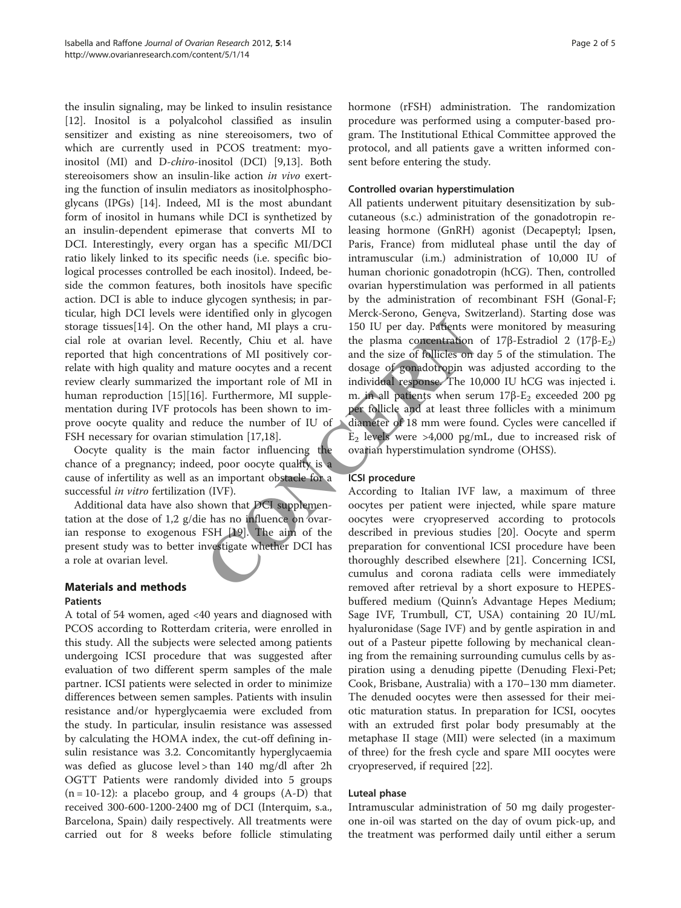the insulin signaling, may be linked to insulin resistance [12]. Inositol is a polyalcohol classified as insulin sensitizer and existing as nine stereoisomers, two of which are currently used in PCOS treatment: myo-inositol (MI) and D-*chiro*-inositol (DCI) [9,13]. Both stereoisomers show an insulin-like action *in vivo* exerting the function of insulin mediators as inositolphosphoglycans (IPGs) [14]. Indeed, MI is the most abundant form of inositol in humans while DCI is synthetized by an insulin-dependent epimerase that converts MI to DCI. Interestingly, every organ has a specific MI/DCI ratio likely linked to its specific needs (i.e. specific biological processes controlled be each inositol). Indeed, beside the common features, both inositols have specific action. DCI is able to induce glycogen synthesis; in particular, high DCI levels were identified only in glycogen storage tissues[14]. On the other hand, MI plays a crucial role at ovarian level. Recently, Chiu et al. have reported that high concentrations of MI positively correlate with high quality and mature oocytes and a recent review clearly summarized the important role of MI in human reproduction [15][16]. Furthermore, MI supplementation during IVF protocols has been shown to improve oocyte quality and reduce the number of IU of FSH necessary for ovarian stimulation [17,18].

Oocyte quality is the main factor influencing the chance of a pregnancy; indeed, poor oocyte quality is a cause of infertility as well as an important obstacle for a successful *in vitro* fertilization (IVF).

Additional data have also shown that DCI supplementation at the dose of 1,2 g/die has no influence on ovarian response to exogenous FSH [19]. The aim of the present study was to better investigate whether DCI has a role at ovarian level.

## Materials and methods

### Patients

A total of 54 women, aged <40 years and diagnosed with PCOS according to Rotterdam criteria, were enrolled in this study. All the subjects were selected among patients undergoing ICSI procedure that was suggested after evaluation of two different sperm samples of the male partner. ICSI patients were selected in order to minimize differences between semen samples. Patients with insulin resistance and/or hyperglycaemia were excluded from the study. In particular, insulin resistance was assessed by calculating the HOMA index, the cut-off defining insulin resistance was 3.2. Concomitantly hyperglycaemia was defied as glucose level > than 140 mg/dl after 2h OGTT Patients were randomly divided into 5 groups (n = 10-12): a placebo group, and 4 groups (A-D) that received 300-600-1200-2400 mg of DCI (Interquim, s.a., Barcelona, Spain) daily respectively. All treatments were carried out for 8 weeks before follicle stimulating hormone (rFSH) administration. The randomization procedure was performed using a computer-based program. The Institutional Ethical Committee approved the protocol, and all patients gave a written informed consent before entering the study.

### Controlled ovarian hyperstimulation

All patients underwent pituitary desensitization by subcutaneous (s.c.) administration of the gonadotropin releasing hormone (GnRH) agonist (Decapeptyl; Ipsen, Paris, France) from midluteal phase until the day of intramuscular (i.m.) administration of 10,000 IU of human chorionic gonadotropin (hCG). Then, controlled ovarian hyperstimulation was performed in all patients by the administration of recombinant FSH (Gonal-F; Merck-Serono, Geneva, Switzerland). Starting dose was 150 IU per day. Patients were monitored by measuring the plasma concentration of 17β-Estradiol 2 (17β-$E_2$) and the size of follicles on day 5 of the stimulation. The dosage of gonadotropin was adjusted according to the individual response. The 10,000 IU hCG was injected i.m. in all patients when serum 17β-$E_2$ exceeded 200 pg per follicle and at least three follicles with a minimum diameter of 18 mm were found. Cycles were cancelled if $E_2$ levels were >4,000 pg/mL, due to increased risk of ovarian hyperstimulation syndrome (OHSS).

### ICSI procedure

According to Italian IVF law, a maximum of three oocytes per patient were injected, while spare mature oocytes were cryopreserved according to protocols described in previous studies [20]. Oocyte and sperm preparation for conventional ICSI procedure have been thoroughly described elsewhere [21]. Concerning ICSI, cumulus and corona radiata cells were immediately removed after retrieval by a short exposure to HEPES-buffered medium (Quinn's Advantage Hepes Medium; Sage IVF, Trumbull, CT, USA) containing 20 IU/mL hyaluronidase (Sage IVF) and by gentle aspiration in and out of a Pasteur pipette following by mechanical cleaning from the remaining surrounding cumulus cells by aspiration using a denuding pipette (Denuding Flexi-Pet; Cook, Brisbane, Australia) with a 170–130 mm diameter. The denuded oocytes were then assessed for their meiotic maturation status. In preparation for ICSI, oocytes with an extruded first polar body presumably at the metaphase II stage (MII) were selected (in a maximum of three) for the fresh cycle and spare MII oocytes were cryopreserved, if required [22].

### Luteal phase

Intramuscular administration of 50 mg daily progesterone in-oil was started on the day of ovum pick-up, and the treatment was performed daily until either a serum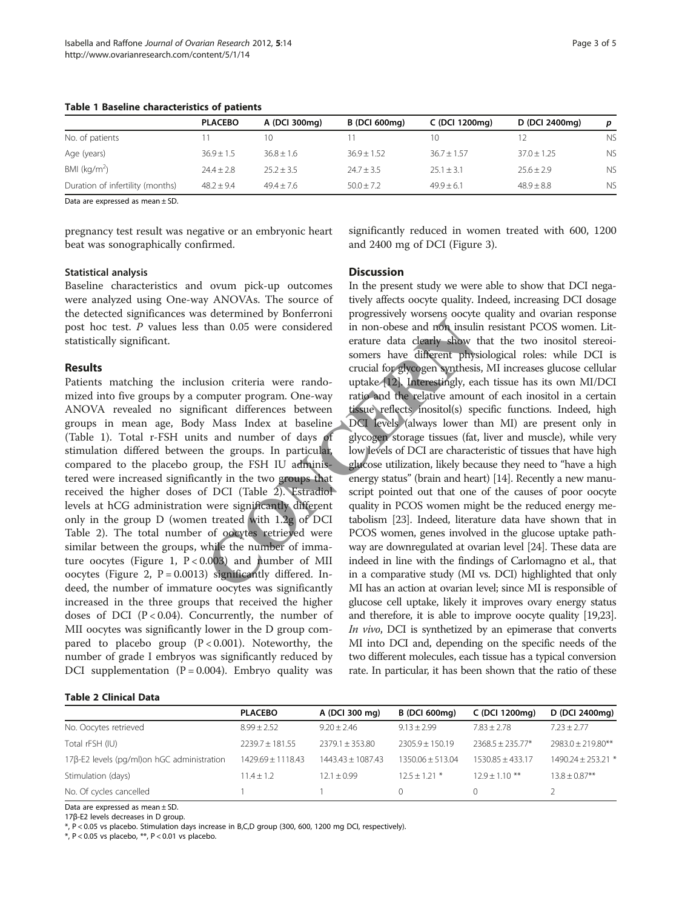**Table 1 Baseline characteristics of patients**

| | PLACEBO | A (DCI 300mg) | B (DCI 600mg) | C (DCI 1200mg) | D (DCI 2400mg) | *p* |
|---|---|---|---|---|---|---|
| No. of patients | 11 | 10 | 11 | 10 | 12 | NS |
| Age (years) | 36.9 ± 1.5 | 36.8 ± 1.6 | 36.9 ± 1.52 | 36.7 ± 1.57 | 37.0 ± 1.25 | NS |
| BMI (kg/m$^2$) | 24.4 ± 2.8 | 25.2 ± 3.5 | 24.7 ± 3.5 | 25.1 ± 3.1 | 25.6 ± 2.9 | NS |
| Duration of infertility (months) | 48.2 ± 9.4 | 49.4 ± 7.6 | 50.0 ± 7.2 | 49.9 ± 6.1 | 48.9 ± 8.8 | NS |

Data are expressed as mean ± SD.

pregnancy test result was negative or an embryonic heart beat was sonographically confirmed.

### Statistical analysis

Baseline characteristics and ovum pick-up outcomes were analyzed using One-way ANOVAs. The source of the detected significances was determined by Bonferroni post hoc test. *P* values less than 0.05 were considered statistically significant.

## Results

Patients matching the inclusion criteria were randomized into five groups by a computer program. One-way ANOVA revealed no significant differences between groups in mean age, Body Mass Index at baseline (Table 1). Total r-FSH units and number of days of stimulation differed between the groups. In particular, compared to the placebo group, the FSH IU administered were increased significantly in the two groups that received the higher doses of DCI (Table 2). Estradiol levels at hCG administration were significantly different only in the group D (women treated with 1.2g of DCI Table 2). The total number of oocytes retrieved were similar between the groups, while the number of immature oocytes (Figure 1, $P < 0.003$) and number of MII oocytes (Figure 2, $P = 0.0013$) significantly differed. Indeed, the number of immature oocytes was significantly increased in the three groups that received the higher doses of DCI ($P < 0.04$). Concurrently, the number of MII oocytes was significantly lower in the D group compared to placebo group ($P < 0.001$). Noteworthy, the number of grade I embryos was significantly reduced by DCI supplementation ($P = 0.004$). Embryo quality was significantly reduced in women treated with 600, 1200 and 2400 mg of DCI (Figure 3).

## Discussion

In the present study we were able to show that DCI negatively affects oocyte quality. Indeed, increasing DCI dosage progressively worsens oocyte quality and ovarian response in non-obese and non insulin resistant PCOS women. Literature data clearly show that the two inositol stereoisomers have different physiological roles: while DCI is crucial for glycogen synthesis, MI increases glucose cellular uptake [12]. Interestingly, each tissue has its own MI/DCI ratio and the relative amount of each inositol in a certain tissue reflects inositol(s) specific functions. Indeed, high DCI levels (always lower than MI) are present only in glycogen storage tissues (fat, liver and muscle), while very low levels of DCI are characteristic of tissues that have high glucose utilization, likely because they need to "have a high energy status" (brain and heart) [14]. Recently a new manuscript pointed out that one of the causes of poor oocyte quality in PCOS women might be the reduced energy metabolism [23]. Indeed, literature data have shown that in PCOS women, genes involved in the glucose uptake pathway are downregulated at ovarian level [24]. These data are indeed in line with the findings of Carlomagno et al., that in a comparative study (MI vs. DCI) highlighted that only MI has an action at ovarian level; since MI is responsible of glucose cell uptake, likely it improves ovary energy status and therefore, it is able to improve oocyte quality [19,23]. *In vivo*, DCI is synthetized by an epimerase that converts MI into DCI and, depending on the specific needs of the two different molecules, each tissue has a typical conversion rate. In particular, it has been shown that the ratio of these

**Table 2 Clinical Data**

| | PLACEBO | A (DCI 300 mg) | B (DCI 600mg) | C (DCI 1200mg) | D (DCI 2400mg) |
|---|---|---|---|---|---|
| No. Oocytes retrieved | 8.99 ± 2.52 | 9.20 ± 2.46 | 9.13 ± 2.99 | 7.83 ± 2.78 | 7.23 ± 2.77 |
| Total rFSH (IU) | 2239.7 ± 181.55 | 2379.1 ± 353.80 | 2305.9 ± 150.19 | 2368.5 ± 235.77* | 2983.0 ± 219.80** |
| 17β-E2 levels (pg/ml)on hGC administration | 1429.69 ± 1118.43 | 1443.43 ± 1087.43 | 1350.06 ± 513.04 | 1530.85 ± 433.17 | 1490.24 ± 253.21 * |
| Stimulation (days) | 11.4 ± 1.2 | 12.1 ± 0.99 | 12.5 ± 1.21 * | 12.9 ± 1.10 ** | 13.8 ± 0.87** |
| No. Of cycles cancelled | 1 | 1 | 0 | 0 | 2 |

Data are expressed as mean ± SD.

17β-E2 levels decreases in D group.

*, $P < 0.05$ vs placebo. Stimulation days increase in B,C,D group (300, 600, 1200 mg DCI, respectively).

*, $P < 0.05$ vs placebo, **, $P < 0.01$ vs placebo.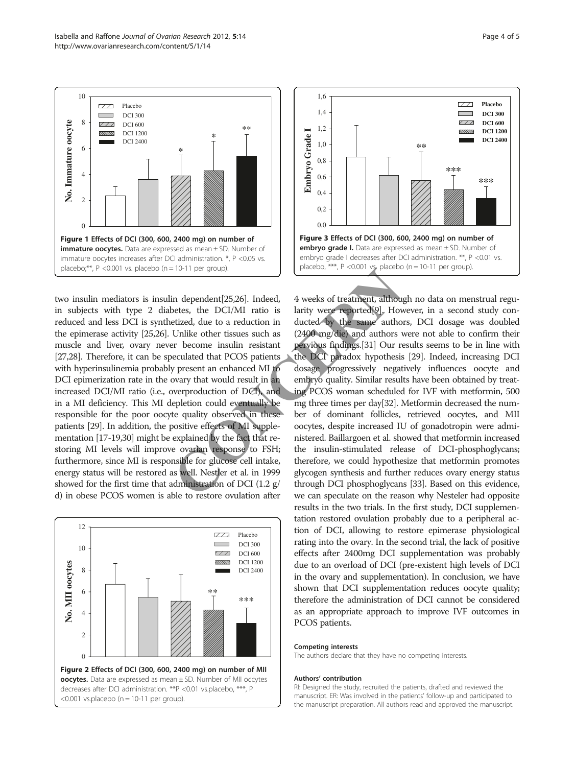**Figure 1 Effects of DCI (300, 600, 2400 mg) on number of immature oocytes.** Data are expressed as mean ± SD. Number of immature oocytes increases after DCI administration. *, P <0.05 vs. placebo;**, P <0.001 vs. placebo (n = 10-11 per group).

two insulin mediators is insulin dependent[25,26]. Indeed, in subjects with type 2 diabetes, the DCI/MI ratio is reduced and less DCI is synthetized, due to a reduction in the epimerase activity [25,26]. Unlike other tissues such as muscle and liver, ovary never become insulin resistant [27,28]. Therefore, it can be speculated that PCOS patients with hyperinsulinemia probably present an enhanced MI to DCI epimerization rate in the ovary that would result in an increased DCI/MI ratio (i.e., overproduction of DCI), and in a MI deficiency. This MI depletion could eventually be responsible for the poor oocyte quality observed in these patients [29]. In addition, the positive effects of MI supplementation [17-19,30] might be explained by the fact that restoring MI levels will improve ovarian response to FSH; furthermore, since MI is responsible for glucose cell intake, energy status will be restored as well. Nestler et al. in 1999 showed for the first time that administration of DCI (1.2 g/d) in obese PCOS women is able to restore ovulation after

**Figure 2 Effects of DCI (300, 600, 2400 mg) on number of MII oocytes.** Data are expressed as mean ± SD. Number of MII occytes decreases after DCI administration. **P <0.01 vs.placebo, ***, P <0.001 vs.placebo (n = 10-11 per group).

**Figure 3 Effects of DCI (300, 600, 2400 mg) on number of embryo grade I.** Data are expressed as mean ± SD. Number of embryo grade I decreases after DCI administration. **, P <0.01 vs. placebo, ***, P <0.001 vs. placebo (n = 10-11 per group).

4 weeks of treatment, although no data on menstrual regularity were reported[9]. However, in a second study conducted by the same authors, DCI dosage was doubled (2400 mg/die) and authors were not able to confirm their pervious findings.[31] Our results seems to be in line with the DCI paradox hypothesis [29]. Indeed, increasing DCI dosage progressively negatively influences oocyte and embryo quality. Similar results have been obtained by treating PCOS woman scheduled for IVF with metformin, 500 mg three times per day[32]. Metformin decreased the number of dominant follicles, retrieved oocytes, and MII oocytes, despite increased IU of gonadotropin were administered. Baillargoen et al. showed that metformin increased the insulin-stimulated release of DCI-phosphoglycans; therefore, we could hypothesize that metformin promotes glycogen synthesis and further reduces ovary energy status through DCI phosphoglycans [33]. Based on this evidence, we can speculate on the reason why Nesteler had opposite results in the two trials. In the first study, DCI supplementation restored ovulation probably due to a peripheral action of DCI, allowing to restore epimerase physiological rating into the ovary. In the second trial, the lack of positive effects after 2400mg DCI supplementation was probably due to an overload of DCI (pre-existent high levels of DCI in the ovary and supplementation). In conclusion, we have shown that DCI supplementation reduces oocyte quality; therefore the administration of DCI cannot be considered as an appropriate approach to improve IVF outcomes in PCOS patients.

#### Competing interests

The authors declare that they have no competing interests.

#### Authors' contribution

RI: Designed the study, recruited the patients, drafted and reviewed the manuscript. ER: Was involved in the patients' follow-up and participated to the manuscript preparation. All authors read and approved the manuscript.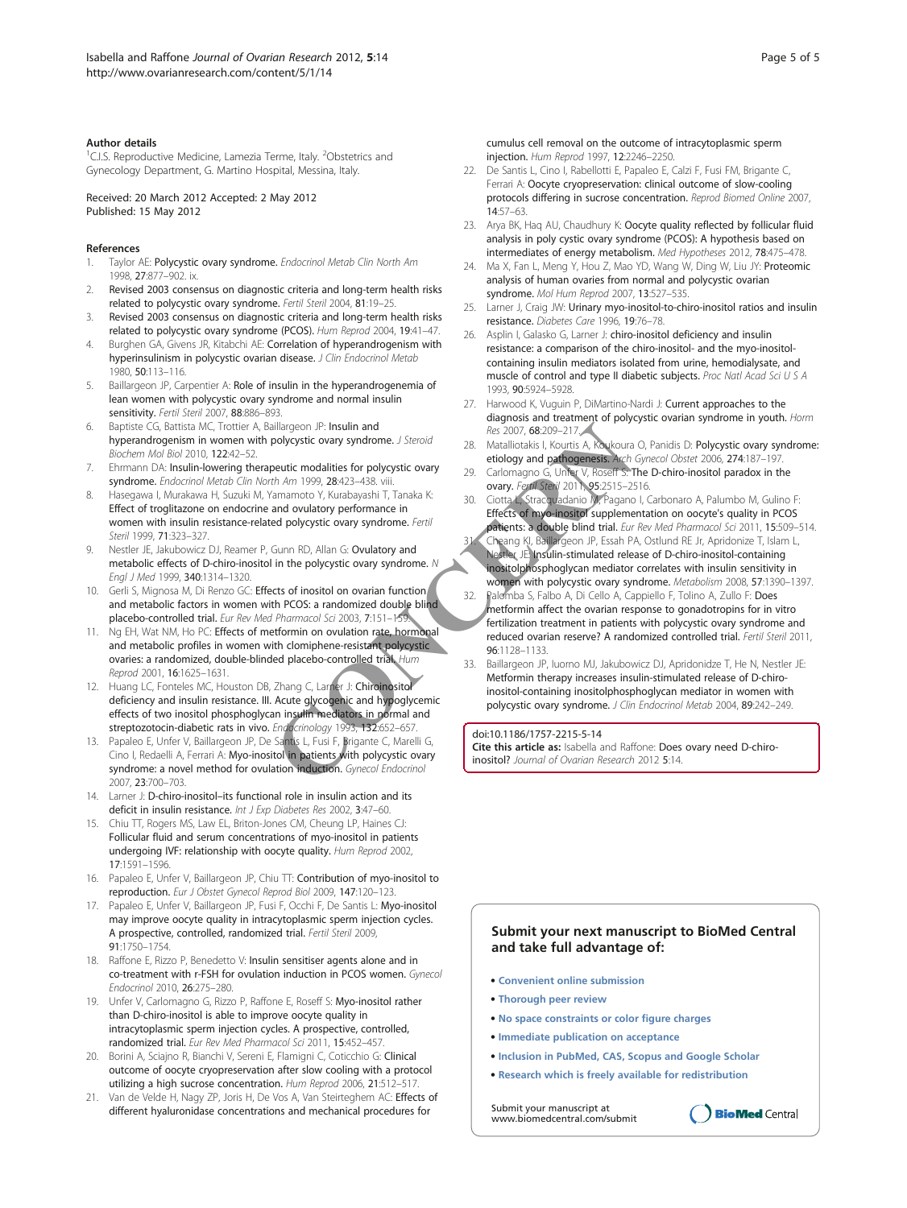#### Author details

[1]C.I.S. Reproductive Medicine, Lamezia Terme, Italy. [2]Obstetrics and Gynecology Department, G. Martino Hospital, Messina, Italy.

Received: 20 March 2012 Accepted: 2 May 2012
Published: 15 May 2012

#### References

1. Taylor AE: **Polycystic ovary syndrome.** *Endocrinol Metab Clin North Am* 1998, **27**:877–902. ix.
2. Revised 2003 consensus on diagnostic criteria and long-term health risks related to polycystic ovary syndrome. *Fertil Steril* 2004, **81**:19–25.
3. Revised 2003 consensus on diagnostic criteria and long-term health risks related to polycystic ovary syndrome (PCOS). *Hum Reprod* 2004, **19**:41–47.
4. Burghen GA, Givens JR, Kitabchi AE: **Correlation of hyperandrogenism with hyperinsulinism in polycystic ovarian disease.** *J Clin Endocrinol Metab* 1980, **50**:113–116.
5. Baillargeon JP, Carpentier A: **Role of insulin in the hyperandrogenemia of lean women with polycystic ovary syndrome and normal insulin sensitivity.** *Fertil Steril* 2007, **88**:886–893.
6. Baptiste CG, Battista MC, Trottier A, Baillargeon JP: **Insulin and hyperandrogenism in women with polycystic ovary syndrome.** *J Steroid Biochem Mol Biol* 2010, **122**:42–52.
7. Ehrmann DA: **Insulin-lowering therapeutic modalities for polycystic ovary syndrome.** *Endocrinol Metab Clin North Am* 1999, **28**:423–438. viii.
8. Hasegawa I, Murakawa H, Suzuki M, Yamamoto Y, Kurabayashi T, Tanaka K: **Effect of troglitazone on endocrine and ovulatory performance in women with insulin resistance-related polycystic ovary syndrome.** *Fertil Steril* 1999, **71**:323–327.
9. Nestler JE, Jakubowicz DJ, Reamer P, Gunn RD, Allan G: **Ovulatory and metabolic effects of D-chiro-inositol in the polycystic ovary syndrome.** *N Engl J Med* 1999, **340**:1314–1320.
10. Gerli S, Mignosa M, Di Renzo GC: **Effects of inositol on ovarian function and metabolic factors in women with PCOS: a randomized double blind placebo-controlled trial.** *Eur Rev Med Pharmacol Sci* 2003, **7**:151–159.
11. Ng EH, Wat NM, Ho PC: **Effects of metformin on ovulation rate, hormonal and metabolic profiles in women with clomiphene-resistant polycystic ovaries: a randomized, double-blinded placebo-controlled trial.** *Hum Reprod* 2001, **16**:1625–1631.
12. Huang LC, Fonteles MC, Houston DB, Zhang C, Larner J: **Chiroinositol deficiency and insulin resistance. III. Acute glycogenic and hypoglycemic effects of two inositol phosphoglycan insulin mediators in normal and streptozotocin-diabetic rats in vivo.** *Endocrinology* 1993, **132**:652–657.
13. Papaleo E, Unfer V, Baillargeon JP, De Santis L, Fusi F, Brigante C, Marelli G, Cino I, Redaelli A, Ferrari A: **Myo-inositol in patients with polycystic ovary syndrome: a novel method for ovulation induction.** *Gynecol Endocrinol* 2007, **23**:700–703.
14. Larner J: **D-chiro-inositol–its functional role in insulin action and its deficit in insulin resistance.** *Int J Exp Diabetes Res* 2002, **3**:47–60.
15. Chiu TT, Rogers MS, Law EL, Briton-Jones CM, Cheung LP, Haines CJ: **Follicular fluid and serum concentrations of myo-inositol in patients undergoing IVF: relationship with oocyte quality.** *Hum Reprod* 2002, **17**:1591–1596.
16. Papaleo E, Unfer V, Baillargeon JP, Chiu TT: **Contribution of myo-inositol to reproduction.** *Eur J Obstet Gynecol Reprod Biol* 2009, **147**:120–123.
17. Papaleo E, Unfer V, Baillargeon JP, Fusi F, Occhi F, De Santis L: **Myo-inositol may improve oocyte quality in intracytoplasmic sperm injection cycles. A prospective, controlled, randomized trial.** *Fertil Steril* 2009, **91**:1750–1754.
18. Raffone E, Rizzo P, Benedetto V: **Insulin sensitiser agents alone and in co-treatment with r-FSH for ovulation induction in PCOS women.** *Gynecol Endocrinol* 2010, **26**:275–280.
19. Unfer V, Carlomagno G, Rizzo P, Raffone E, Roseff S: **Myo-inositol rather than D-chiro-inositol is able to improve oocyte quality in intracytoplasmic sperm injection cycles. A prospective, controlled, randomized trial.** *Eur Rev Med Pharmacol Sci* 2011, **15**:452–457.
20. Borini A, Sciajno R, Bianchi V, Sereni E, Flamigni C, Coticchio G: **Clinical outcome of oocyte cryopreservation after slow cooling with a protocol utilizing a high sucrose concentration.** *Hum Reprod* 2006, **21**:512–517.
21. Van de Velde H, Nagy ZP, Joris H, De Vos A, Van Steirteghem AC: **Effects of different hyaluronidase concentrations and mechanical procedures for cumulus cell removal on the outcome of intracytoplasmic sperm injection.** *Hum Reprod* 1997, **12**:2246–2250.
22. De Santis L, Cino I, Rabellotti E, Papaleo E, Calzi F, Fusi FM, Brigante C, Ferrari A: **Oocyte cryopreservation: clinical outcome of slow-cooling protocols differing in sucrose concentration.** *Reprod Biomed Online* 2007, **14**:57–63.
23. Arya BK, Haq AU, Chaudhury K: **Oocyte quality reflected by follicular fluid analysis in poly cystic ovary syndrome (PCOS): A hypothesis based on intermediates of energy metabolism.** *Med Hypotheses* 2012, **78**:475–478.
24. Ma X, Fan L, Meng Y, Hou Z, Mao YD, Wang W, Ding W, Liu JY: **Proteomic analysis of human ovaries from normal and polycystic ovarian syndrome.** *Mol Hum Reprod* 2007, **13**:527–535.
25. Larner J, Craig JW: **Urinary myo-inositol-to-chiro-inositol ratios and insulin resistance.** *Diabetes Care* 1996, **19**:76–78.
26. Asplin I, Galasko G, Larner J: **chiro-inositol deficiency and insulin resistance: a comparison of the chiro-inositol- and the myo-inositol-containing insulin mediators isolated from urine, hemodialysate, and muscle of control and type II diabetic subjects.** *Proc Natl Acad Sci U S A* 1993, **90**:5924–5928.
27. Harwood K, Vuguin P, DiMartino-Nardi J: **Current approaches to the diagnosis and treatment of polycystic ovarian syndrome in youth.** *Horm Res* 2007, **68**:209–217.
28. Matalliotakis I, Kourtis A, Koukoura O, Panidis D: **Polycystic ovary syndrome: etiology and pathogenesis.** *Arch Gynecol Obstet* 2006, **274**:187–197.
29. Carlomagno G, Unfer V, Roseff S: **The D-chiro-inositol paradox in the ovary.** *Fertil Steril* 2011, **95**:2515–2516.
30. Ciotta L, Stracquadanio M, Pagano I, Carbonaro A, Palumbo M, Gulino F: **Effects of myo-inositol supplementation on oocyte's quality in PCOS patients: a double blind trial.** *Eur Rev Med Pharmacol Sci* 2011, **15**:509–514.
31. Cheang KI, Baillargeon JP, Essah PA, Ostlund RE Jr, Apridonize T, Islam L, Nestler JE: **Insulin-stimulated release of D-chiro-inositol-containing inositolphosphoglycan mediator correlates with insulin sensitivity in women with polycystic ovary syndrome.** *Metabolism* 2008, **57**:1390–1397.
32. Palomba S, Falbo A, Di Cello A, Cappiello F, Tolino A, Zullo F: **Does metformin affect the ovarian response to gonadotropins for in vitro fertilization treatment in patients with polycystic ovary syndrome and reduced ovarian reserve? A randomized controlled trial.** *Fertil Steril* 2011, **96**:1128–1133.
33. Baillargeon JP, Iuorno MJ, Jakubowicz DJ, Apridonidze T, He N, Nestler JE: **Metformin therapy increases insulin-stimulated release of D-chiro-inositol-containing inositolphosphoglycan mediator in women with polycystic ovary syndrome.** *J Clin Endocrinol Metab* 2004, **89**:242–249.

doi:10.1186/1757-2215-5-14
**Cite this article as:** Isabella and Raffone: **Does ovary need D-chiro-inositol?** *Journal of Ovarian Research* 2012 **5**:14.

**Submit your next manuscript to BioMed Central and take full advantage of:**

- **Convenient online submission**
- **Thorough peer review**
- **No space constraints or color figure charges**
- **Immediate publication on acceptance**
- **Inclusion in PubMed, CAS, Scopus and Google Scholar**
- **Research which is freely available for redistribution**

Submit your manuscript at
www.biomedcentral.com/submit